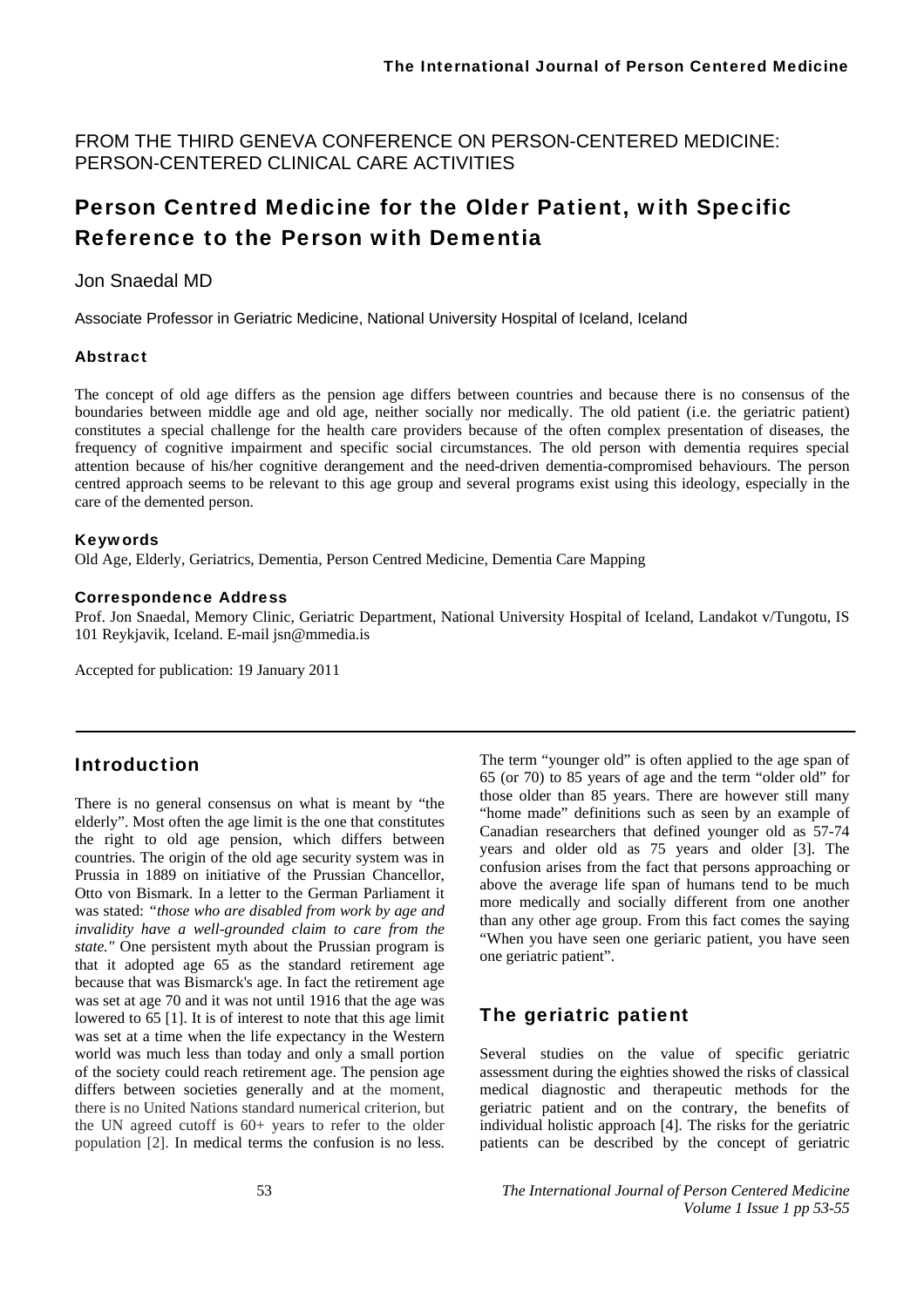FROM THE THIRD GENEVA CONFERENCE ON PERSON-CENTERED MEDICINE: PERSON-CENTERED CLINICAL CARE ACTIVITIES

# Person Centred Medicine for the Older Patient, with Specific Reference to the Person with Dementia

Jon Snaedal MD

Associate Professor in Geriatric Medicine, National University Hospital of Iceland, Iceland

### Abstract

The concept of old age differs as the pension age differs between countries and because there is no consensus of the boundaries between middle age and old age, neither socially nor medically. The old patient (i.e. the geriatric patient) constitutes a special challenge for the health care providers because of the often complex presentation of diseases, the frequency of cognitive impairment and specific social circumstances. The old person with dementia requires special attention because of his/her cognitive derangement and the need-driven dementia-compromised behaviours. The person centred approach seems to be relevant to this age group and several programs exist using this ideology, especially in the care of the demented person.

### Keywords

Old Age, Elderly, Geriatrics, Dementia, Person Centred Medicine, Dementia Care Mapping

### Correspondence Address

Prof. Jon Snaedal, Memory Clinic, Geriatric Department, National University Hospital of Iceland, Landakot v/Tungotu, IS 101 Reykjavik, Iceland. E-mail jsn@mmedia.is

Accepted for publication: 19 January 2011

## Introduction

There is no general consensus on what is meant by "the elderly". Most often the age limit is the one that constitutes the right to old age pension, which differs between countries. The origin of the old age security system was in Prussia in 1889 on initiative of the Prussian Chancellor, Otto von Bismark. In a letter to the German Parliament it was stated: *"those who are disabled from work by age and invalidity have a well-grounded claim to care from the state."* One persistent myth about the Prussian program is that it adopted age 65 as the standard retirement age because that was Bismarck's age. In fact the retirement age was set at age 70 and it was not until 1916 that the age was lowered to 65 [1]. It is of interest to note that this age limit was set at a time when the life expectancy in the Western world was much less than today and only a small portion of the society could reach retirement age. The pension age differs between societies generally and at the moment, there is no United Nations standard numerical criterion, but the UN agreed cutoff is 60+ years to refer to the older population [2]. In medical terms the confusion is no less. The term "younger old" is often applied to the age span of 65 (or 70) to 85 years of age and the term "older old" for those older than 85 years. There are however still many "home made" definitions such as seen by an example of Canadian researchers that defined younger old as 57-74 years and older old as 75 years and older [3]. The confusion arises from the fact that persons approaching or above the average life span of humans tend to be much more medically and socially different from one another than any other age group. From this fact comes the saying "When you have seen one geriaric patient, you have seen one geriatric patient".

## The geriatric patient

Several studies on the value of specific geriatric assessment during the eighties showed the risks of classical medical diagnostic and therapeutic methods for the geriatric patient and on the contrary, the benefits of individual holistic approach [4]. The risks for the geriatric patients can be described by the concept of geriatric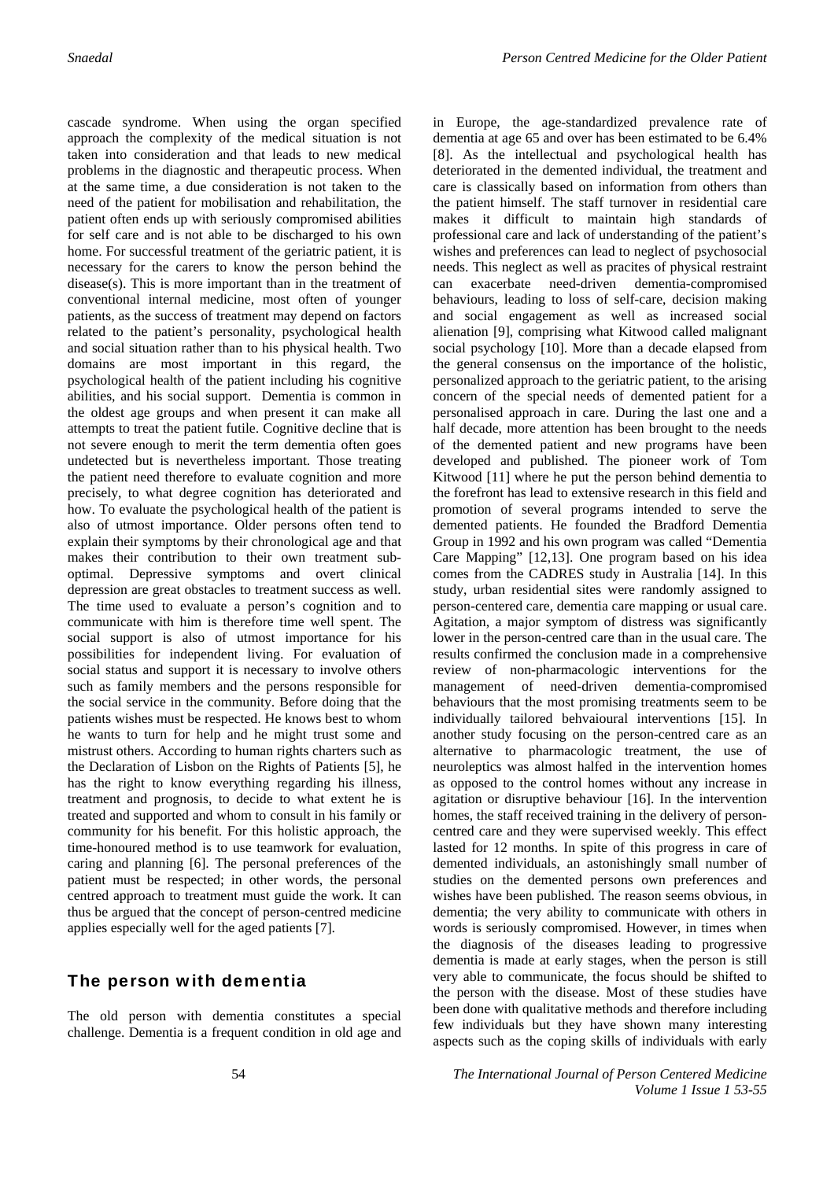cascade syndrome. When using the organ specified approach the complexity of the medical situation is not taken into consideration and that leads to new medical problems in the diagnostic and therapeutic process. When at the same time, a due consideration is not taken to the need of the patient for mobilisation and rehabilitation, the patient often ends up with seriously compromised abilities for self care and is not able to be discharged to his own home. For successful treatment of the geriatric patient, it is necessary for the carers to know the person behind the disease(s). This is more important than in the treatment of conventional internal medicine, most often of younger patients, as the success of treatment may depend on factors related to the patient's personality, psychological health and social situation rather than to his physical health. Two domains are most important in this regard, the psychological health of the patient including his cognitive abilities, and his social support. Dementia is common in the oldest age groups and when present it can make all attempts to treat the patient futile. Cognitive decline that is not severe enough to merit the term dementia often goes undetected but is nevertheless important. Those treating the patient need therefore to evaluate cognition and more precisely, to what degree cognition has deteriorated and how. To evaluate the psychological health of the patient is also of utmost importance. Older persons often tend to explain their symptoms by their chronological age and that makes their contribution to their own treatment sub-optimal. Depressive symptoms and overt clinical depression are great obstacles to treatment success as well. The time used to evaluate a person's cognition and to communicate with him is therefore time well spent. The social support is also of utmost importance for his possibilities for independent living. For evaluation of social status and support it is necessary to involve others such as family members and the persons responsible for the social service in the community. Before doing that the patients wishes must be respected. He knows best to whom he wants to turn for help and he might trust some and mistrust others. According to human rights charters such as the Declaration of Lisbon on the Rights of Patients [5], he has the right to know everything regarding his illness, treatment and prognosis, to decide to what extent he is treated and supported and whom to consult in his family or community for his benefit. For this holistic approach, the time-honoured method is to use teamwork for evaluation, caring and planning [6]. The personal preferences of the patient must be respected; in other words, the personal centred approach to treatment must guide the work. It can thus be argued that the concept of person-centred medicine applies especially well for the aged patients [7].

## The person with dementia

The old person with dementia constitutes a special challenge. Dementia is a frequent condition in old age and in Europe, the age-standardized prevalence rate of dementia at age 65 and over has been estimated to be 6.4% [8]. As the intellectual and psychological health has deteriorated in the demented individual, the treatment and care is classically based on information from others than the patient himself. The staff turnover in residential care makes it difficult to maintain high standards of professional care and lack of understanding of the patient's wishes and preferences can lead to neglect of psychosocial needs. This neglect as well as pracites of physical restraint can exacerbate need-driven dementia-compromised behaviours, leading to loss of self-care, decision making and social engagement as well as increased social alienation [9], comprising what Kitwood called malignant social psychology [10]. More than a decade elapsed from the general consensus on the importance of the holistic, personalized approach to the geriatric patient, to the arising concern of the special needs of demented patient for a personalised approach in care. During the last one and a half decade, more attention has been brought to the needs of the demented patient and new programs have been developed and published. The pioneer work of Tom Kitwood [11] where he put the person behind dementia to the forefront has lead to extensive research in this field and promotion of several programs intended to serve the demented patients. He founded the Bradford Dementia Group in 1992 and his own program was called "Dementia Care Mapping" [12,13]. One program based on his idea comes from the CADRES study in Australia [14]. In this study, urban residential sites were randomly assigned to person-centered care, dementia care mapping or usual care. Agitation, a major symptom of distress was significantly lower in the person-centred care than in the usual care. The results confirmed the conclusion made in a comprehensive review of non-pharmacologic interventions for the management of need-driven dementia-compromised behaviours that the most promising treatments seem to be individually tailored behvaioural interventions [15]. In another study focusing on the person-centred care as an alternative to pharmacologic treatment, the use of neuroleptics was almost halfed in the intervention homes as opposed to the control homes without any increase in agitation or disruptive behaviour [16]. In the intervention homes, the staff received training in the delivery of person-centred care and they were supervised weekly. This effect lasted for 12 months. In spite of this progress in care of demented individuals, an astonishingly small number of studies on the demented persons own preferences and wishes have been published. The reason seems obvious, in dementia; the very ability to communicate with others in words is seriously compromised. However, in times when the diagnosis of the diseases leading to progressive dementia is made at early stages, when the person is still very able to communicate, the focus should be shifted to the person with the disease. Most of these studies have been done with qualitative methods and therefore including few individuals but they have shown many interesting aspects such as the coping skills of individuals with early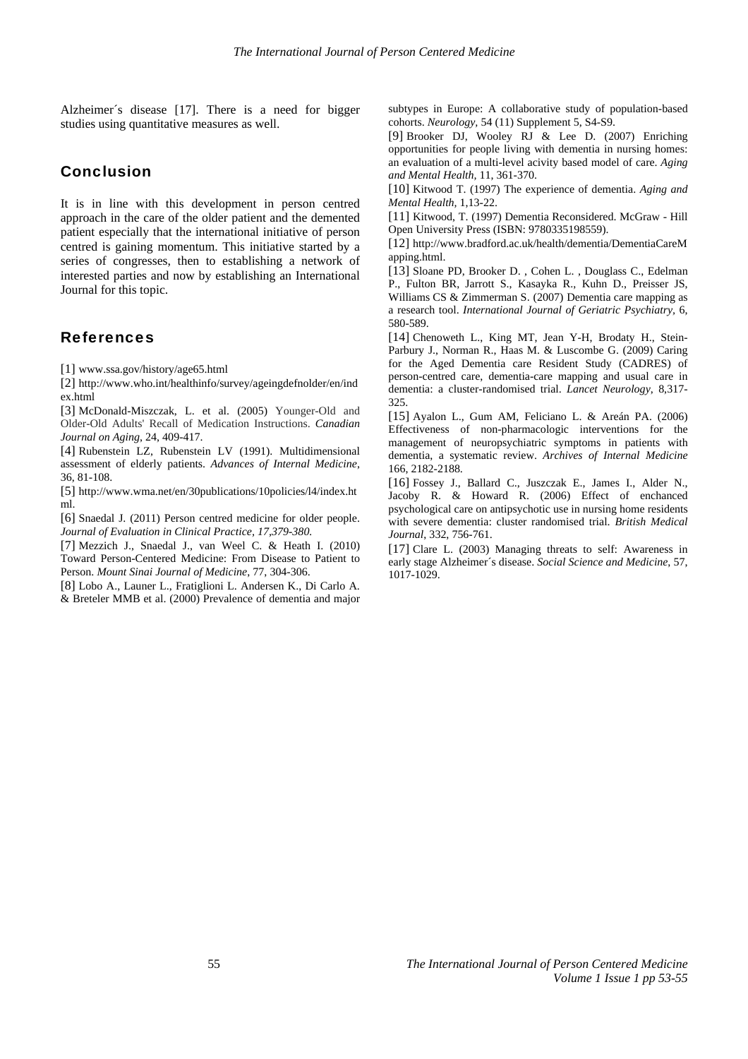Alzheimer´s disease [17]. There is a need for bigger studies using quantitative measures as well.

## Conclusion

It is in line with this development in person centred approach in the care of the older patient and the demented patient especially that the international initiative of person centred is gaining momentum. This initiative started by a series of congresses, then to establishing a network of interested parties and now by establishing an International Journal for this topic.

## References

[1] www.ssa.gov/history/age65.html

[2] http://www.who.int/healthinfo/survey/ageingdefnolder/en/index.html

[3] McDonald-Miszczak, L. et al. (2005) Younger-Old and Older-Old Adults' Recall of Medication Instructions. *Canadian Journal on Aging*, 24, 409-417.

[4] Rubenstein LZ, Rubenstein LV (1991). Multidimensional assessment of elderly patients. *Advances of Internal Medicine*, 36, 81-108.

[5] http://www.wma.net/en/30publications/10policies/l4/index.html.

[6] Snaedal J. (2011) Person centred medicine for older people. *Journal of Evaluation in Clinical Practice, 17,379-380.*

[7] Mezzich J., Snaedal J., van Weel C. & Heath I. (2010) Toward Person-Centered Medicine: From Disease to Patient to Person. *Mount Sinai Journal of Medicine*, 77, 304-306.

[8] Lobo A., Launer L., Fratiglioni L. Andersen K., Di Carlo A. & Breteler MMB et al. (2000) Prevalence of dementia and major subtypes in Europe: A collaborative study of population-based cohorts. *Neurology*, 54 (11) Supplement 5, S4-S9.

[9] Brooker DJ, Wooley RJ & Lee D. (2007) Enriching opportunities for people living with dementia in nursing homes: an evaluation of a multi-level acivity based model of care. *Aging and Mental Health*, 11, 361-370.

[10] Kitwood T. (1997) The experience of dementia. *Aging and Mental Health*, 1,13-22.

[11] Kitwood, T. (1997) Dementia Reconsidered. McGraw - Hill Open University Press (ISBN: 9780335198559).

[12] http://www.bradford.ac.uk/health/dementia/DementiaCareMapping.html.

[13] Sloane PD, Brooker D. , Cohen L. , Douglass C., Edelman P., Fulton BR, Jarrott S., Kasayka R., Kuhn D., Preisser JS, Williams CS & Zimmerman S. (2007) Dementia care mapping as a research tool. *International Journal of Geriatric Psychiatry*, 6, 580-589.

[14] Chenoweth L., King MT, Jean Y-H, Brodaty H., Stein-Parbury J., Norman R., Haas M. & Luscombe G. (2009) Caring for the Aged Dementia care Resident Study (CADRES) of person-centred care, dementia-care mapping and usual care in dementia: a cluster-randomised trial. *Lancet Neurology*, 8,317-325.

[15] Ayalon L., Gum AM, Feliciano L. & Areán PA. (2006) Effectiveness of non-pharmacologic interventions for the management of neuropsychiatric symptoms in patients with dementia, a systematic review. *Archives of Internal Medicine* 166, 2182-2188.

[16] Fossey J., Ballard C., Juszczak E., James I., Alder N., Jacoby R. & Howard R. (2006) Effect of enchanced psychological care on antipsychotic use in nursing home residents with severe dementia: cluster randomised trial. *British Medical Journal*, 332, 756-761.

[17] Clare L. (2003) Managing threats to self: Awareness in early stage Alzheimer´s disease. *Social Science and Medicine*, 57, 1017-1029.